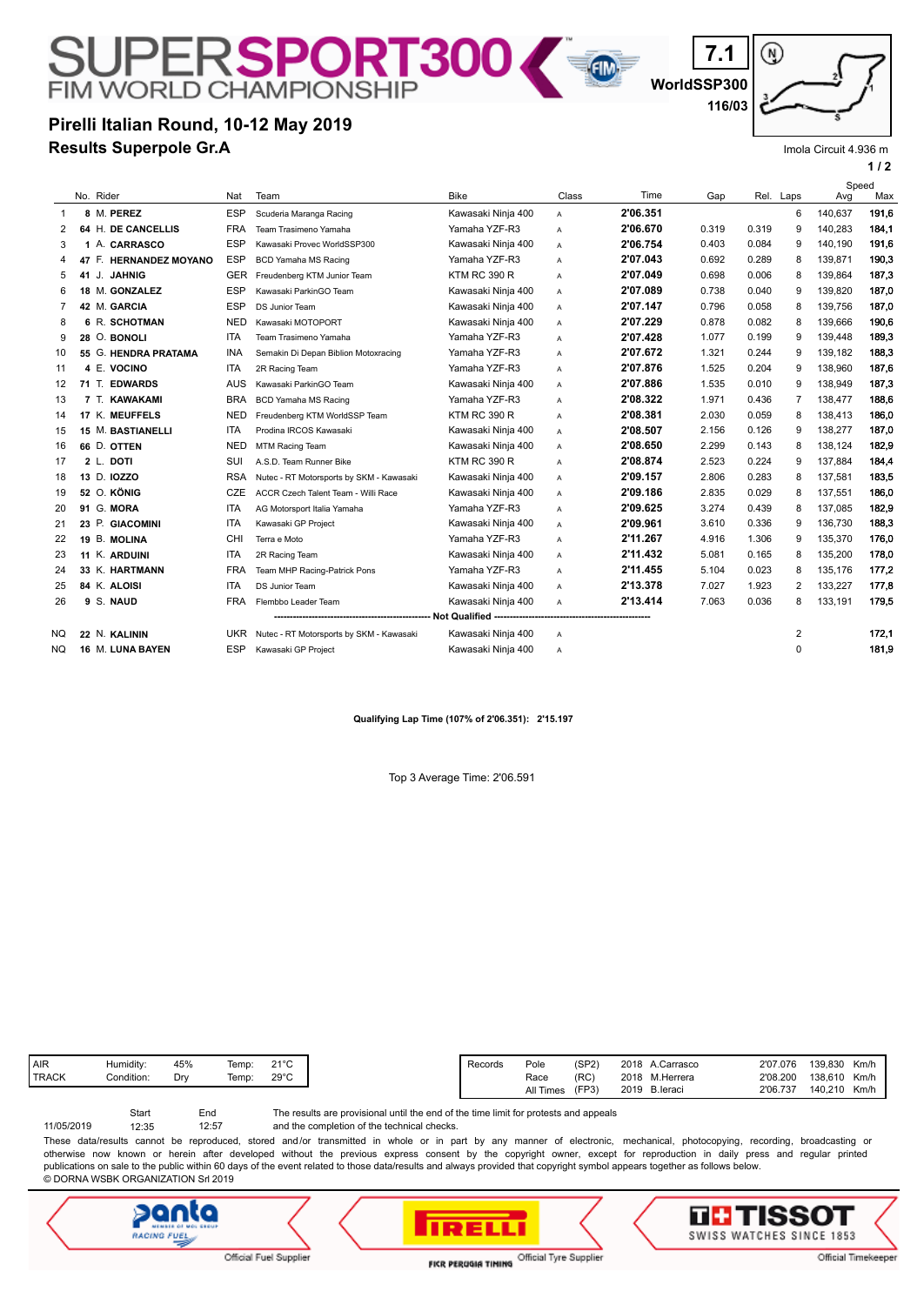# SUPERSPORT300 FIM WORLD CHAMPIONSHIP

7.1

WorldSSP300

116/03

## Pirelli Italian Round, 10-12 May 2019

## Results Superpole Gr.A

Imola Circuit 4.936 m

| | No. | Rider | Nat | Team | Bike | Class | Time | Gap | Rel. | Laps | Speed Avg | Speed Max |
|---|---|---|---|---|---|---|---|---|---|---|---|---|
| 1 | 8 | M. PEREZ | ESP | Scuderia Maranga Racing | Kawasaki Ninja 400 | A | 2'06.351 | | | 6 | 140,637 | 191,6 |
| 2 | 64 | H. DE CANCELLIS | FRA | Team Trasimeno Yamaha | Yamaha YZF-R3 | A | 2'06.670 | 0.319 | 0.319 | 9 | 140,283 | 184,1 |
| 3 | 1 | A. CARRASCO | ESP | Kawasaki Provec WorldSSP300 | Kawasaki Ninja 400 | A | 2'06.754 | 0.403 | 0.084 | 9 | 140,190 | 191,6 |
| 4 | 47 | F. HERNANDEZ MOYANO | ESP | BCD Yamaha MS Racing | Yamaha YZF-R3 | A | 2'07.043 | 0.692 | 0.289 | 8 | 139,871 | 190,3 |
| 5 | 41 | J. JAHNIG | GER | Freudenberg KTM Junior Team | KTM RC 390 R | A | 2'07.049 | 0.698 | 0.006 | 8 | 139,864 | 187,3 |
| 6 | 18 | M. GONZALEZ | ESP | Kawasaki ParkinGO Team | Kawasaki Ninja 400 | A | 2'07.089 | 0.738 | 0.040 | 9 | 139,820 | 187,0 |
| 7 | 42 | M. GARCIA | ESP | DS Junior Team | Kawasaki Ninja 400 | A | 2'07.147 | 0.796 | 0.058 | 8 | 139,756 | 187,0 |
| 8 | 6 | R. SCHOTMAN | NED | Kawasaki MOTOPORT | Kawasaki Ninja 400 | A | 2'07.229 | 0.878 | 0.082 | 8 | 139,666 | 190,6 |
| 9 | 28 | O. BONOLI | ITA | Team Trasimeno Yamaha | Yamaha YZF-R3 | A | 2'07.428 | 1.077 | 0.199 | 9 | 139,448 | 189,3 |
| 10 | 55 | G. HENDRA PRATAMA | INA | Semakin Di Depan Biblion Motoxracing | Yamaha YZF-R3 | A | 2'07.672 | 1.321 | 0.244 | 9 | 139,182 | 188,3 |
| 11 | 4 | E. VOCINO | ITA | 2R Racing Team | Yamaha YZF-R3 | A | 2'07.876 | 1.525 | 0.204 | 9 | 138,960 | 187,6 |
| 12 | 71 | T. EDWARDS | AUS | Kawasaki ParkinGO Team | Kawasaki Ninja 400 | A | 2'07.886 | 1.535 | 0.010 | 9 | 138,949 | 187,3 |
| 13 | 7 | T. KAWAKAMI | BRA | BCD Yamaha MS Racing | Yamaha YZF-R3 | A | 2'08.322 | 1.971 | 0.436 | 7 | 138,477 | 188,6 |
| 14 | 17 | K. MEUFFELS | NED | Freudenberg KTM WorldSSP Team | KTM RC 390 R | A | 2'08.381 | 2.030 | 0.059 | 8 | 138,413 | 186,0 |
| 15 | 15 | M. BASTIANELLI | ITA | Prodina IRCOS Kawasaki | Kawasaki Ninja 400 | A | 2'08.507 | 2.156 | 0.126 | 9 | 138,277 | 187,0 |
| 16 | 66 | D. OTTEN | NED | MTM Racing Team | Kawasaki Ninja 400 | A | 2'08.650 | 2.299 | 0.143 | 8 | 138,124 | 182,9 |
| 17 | 2 | L. DOTI | SUI | A.S.D. Team Runner Bike | KTM RC 390 R | A | 2'08.874 | 2.523 | 0.224 | 9 | 137,884 | 184,4 |
| 18 | 13 | D. IOZZO | RSA | Nutec - RT Motorsports by SKM - Kawasaki | Kawasaki Ninja 400 | A | 2'09.157 | 2.806 | 0.283 | 8 | 137,581 | 183,5 |
| 19 | 52 | O. KÖNIG | CZE | ACCR Czech Talent Team - Willi Race | Kawasaki Ninja 400 | A | 2'09.186 | 2.835 | 0.029 | 8 | 137,551 | 186,0 |
| 20 | 91 | G. MORA | ITA | AG Motorsport Italia Yamaha | Yamaha YZF-R3 | A | 2'09.625 | 3.274 | 0.439 | 8 | 137,085 | 182,9 |
| 21 | 23 | P. GIACOMINI | ITA | Kawasaki GP Project | Kawasaki Ninja 400 | A | 2'09.961 | 3.610 | 0.336 | 9 | 136,730 | 188,3 |
| 22 | 19 | B. MOLINA | CHI | Terra e Moto | Yamaha YZF-R3 | A | 2'11.267 | 4.916 | 1.306 | 9 | 135,370 | 176,0 |
| 23 | 11 | K. ARDUINI | ITA | 2R Racing Team | Kawasaki Ninja 400 | A | 2'11.432 | 5.081 | 0.165 | 8 | 135,200 | 178,0 |
| 24 | 33 | K. HARTMANN | FRA | Team MHP Racing-Patrick Pons | Yamaha YZF-R3 | A | 2'11.455 | 5.104 | 0.023 | 8 | 135,176 | 177,2 |
| 25 | 84 | K. ALOISI | ITA | DS Junior Team | Kawasaki Ninja 400 | A | 2'13.378 | 7.027 | 1.923 | 2 | 133,227 | 177,8 |
| 26 | 9 | S. NAUD | FRA | Flembbo Leader Team | Kawasaki Ninja 400 | A | 2'13.414 | 7.063 | 0.036 | 8 | 133,191 | 179,5 |
| | | **Not Qualified** | | | | | | | | | | |
| NQ | 22 | N. KALININ | UKR | Nutec - RT Motorsports by SKM - Kawasaki | Kawasaki Ninja 400 | A | | | | 2 | | 172,1 |
| NQ | 16 | M. LUNA BAYEN | ESP | Kawasaki GP Project | Kawasaki Ninja 400 | A | | | | 0 | | 181,9 |

**Qualifying Lap Time (107% of 2'06.351): 2'15.197**

Top 3 Average Time: 2'06.591

| | | | | |
|---|---|---|---|---|
| AIR | Humidity: | 45% | Temp: | 21°C |
| TRACK | Condition: | Dry | Temp: | 29°C |

| Records | | | | | | | |
|---|---|---|---|---|---|---|---|
| | Pole | (SP2) | 2018 | A.Carrasco | 2'07.076 | 139,830 | Km/h |
| | Race | (RC) | 2018 | M.Herrera | 2'08.200 | 138,610 | Km/h |
| | All Times | (FP3) | 2019 | B.Ieraci | 2'06.737 | 140,210 | Km/h |

| | Start | End |
|---|---|---|
| 11/05/2019 | 12:35 | 12:57 |

The results are provisional until the end of the time limit for protests and appeals and the completion of the technical checks.

These data/results cannot be reproduced, stored and/or transmitted in whole or in part by any manner of electronic, mechanical, photocopying, recording, broadcasting or otherwise now known or herein after developed without the previous express consent by the copyright owner, except for reproduction in daily press and regular printed publications on sale to the public within 60 days of the event related to those data/results and always provided that copyright symbol appears together as follows below.

© DORNA WSBK ORGANIZATION Srl 2019

Official Fuel Supplier — Official Tyre Supplier — Official Timekeeper

FICR PERUGIA TIMING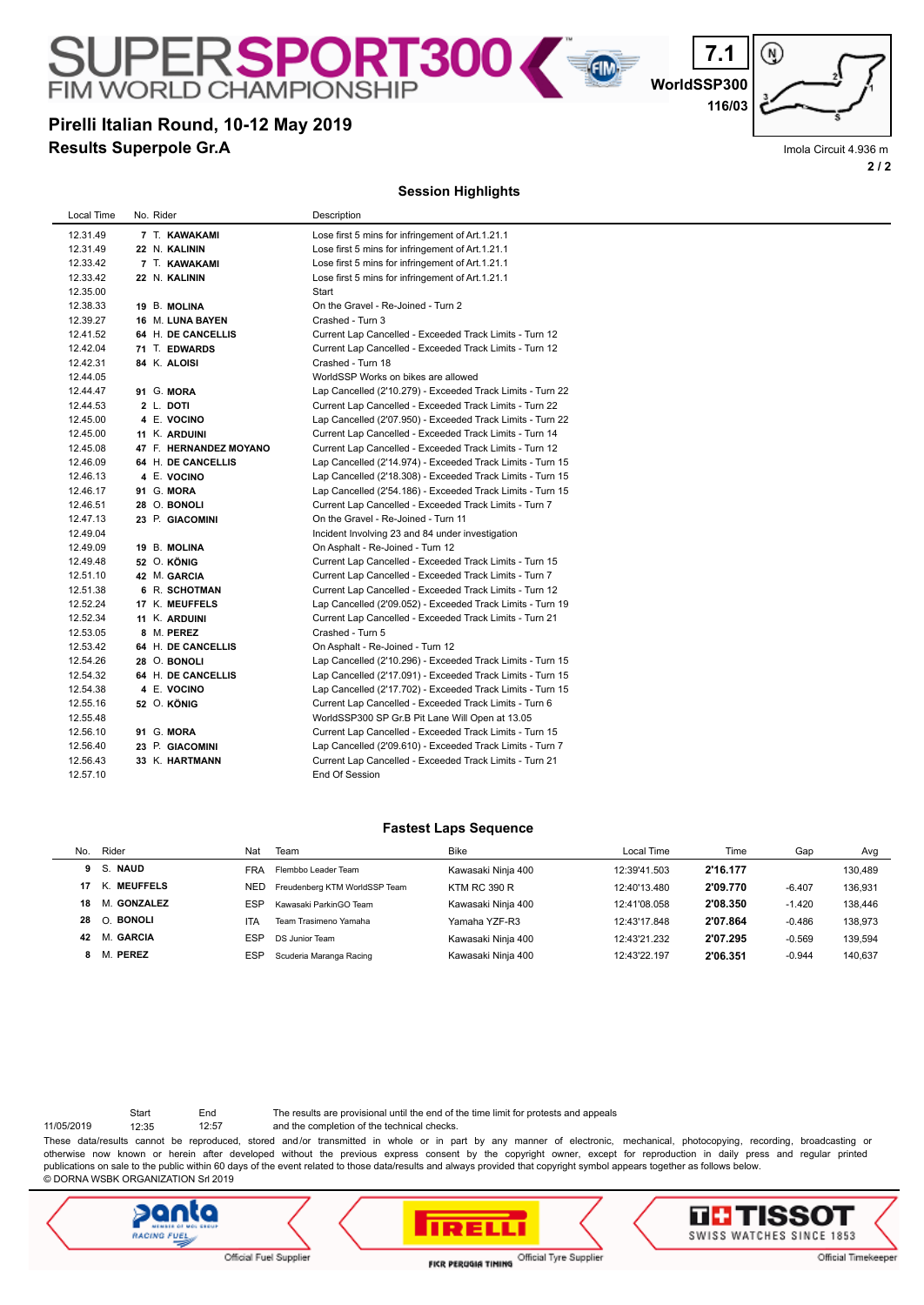# SUPERSPORT300 FIM WORLD CHAMPIONSHIP

## Pirelli Italian Round, 10-12 May 2019

## Results Superpole Gr.A

7.1

WorldSSP300

116/03

Imola Circuit 4.936 m

### Session Highlights

| Local Time | No. Rider | Description |
|---|---|---|
| 12.31.49 | 7 T. KAWAKAMI | Lose first 5 mins for infringement of Art.1.21.1 |
| 12.31.49 | 22 N. KALININ | Lose first 5 mins for infringement of Art.1.21.1 |
| 12.33.42 | 7 T. KAWAKAMI | Lose first 5 mins for infringement of Art.1.21.1 |
| 12.33.42 | 22 N. KALININ | Lose first 5 mins for infringement of Art.1.21.1 |
| 12.35.00 | | Start |
| 12.38.33 | 19 B. MOLINA | On the Gravel - Re-Joined - Turn 2 |
| 12.39.27 | 16 M. LUNA BAYEN | Crashed - Turn 3 |
| 12.41.52 | 64 H. DE CANCELLIS | Current Lap Cancelled - Exceeded Track Limits - Turn 12 |
| 12.42.04 | 71 T. EDWARDS | Current Lap Cancelled - Exceeded Track Limits - Turn 12 |
| 12.42.31 | 84 K. ALOISI | Crashed - Turn 18 |
| 12.44.05 | | WorldSSP Works on bikes are allowed |
| 12.44.47 | 91 G. MORA | Lap Cancelled (2'10.279) - Exceeded Track Limits - Turn 22 |
| 12.44.53 | 2 L. DOTI | Current Lap Cancelled - Exceeded Track Limits - Turn 22 |
| 12.45.00 | 4 E. VOCINO | Lap Cancelled (2'07.950) - Exceeded Track Limits - Turn 22 |
| 12.45.00 | 11 K. ARDUINI | Current Lap Cancelled - Exceeded Track Limits - Turn 14 |
| 12.45.08 | 47 F. HERNANDEZ MOYANO | Current Lap Cancelled - Exceeded Track Limits - Turn 12 |
| 12.46.09 | 64 H. DE CANCELLIS | Lap Cancelled (2'14.974) - Exceeded Track Limits - Turn 15 |
| 12.46.13 | 4 E. VOCINO | Lap Cancelled (2'18.308) - Exceeded Track Limits - Turn 15 |
| 12.46.17 | 91 G. MORA | Lap Cancelled (2'54.186) - Exceeded Track Limits - Turn 15 |
| 12.46.51 | 28 O. BONOLI | Current Lap Cancelled - Exceeded Track Limits - Turn 7 |
| 12.47.13 | 23 P. GIACOMINI | On the Gravel - Re-Joined - Turn 11 |
| 12.49.04 | | Incident Involving 23 and 84 under investigation |
| 12.49.09 | 19 B. MOLINA | On Asphalt - Re-Joined - Turn 12 |
| 12.49.48 | 52 O. KÖNIG | Current Lap Cancelled - Exceeded Track Limits - Turn 15 |
| 12.51.10 | 42 M. GARCIA | Current Lap Cancelled - Exceeded Track Limits - Turn 7 |
| 12.51.38 | 6 R. SCHOTMAN | Current Lap Cancelled - Exceeded Track Limits - Turn 12 |
| 12.52.24 | 17 K. MEUFFELS | Lap Cancelled (2'09.052) - Exceeded Track Limits - Turn 19 |
| 12.52.34 | 11 K. ARDUINI | Current Lap Cancelled - Exceeded Track Limits - Turn 21 |
| 12.53.05 | 8 M. PEREZ | Crashed - Turn 5 |
| 12.53.42 | 64 H. DE CANCELLIS | On Asphalt - Re-Joined - Turn 12 |
| 12.54.26 | 28 O. BONOLI | Lap Cancelled (2'10.296) - Exceeded Track Limits - Turn 15 |
| 12.54.32 | 64 H. DE CANCELLIS | Lap Cancelled (2'17.091) - Exceeded Track Limits - Turn 15 |
| 12.54.38 | 4 E. VOCINO | Lap Cancelled (2'17.702) - Exceeded Track Limits - Turn 15 |
| 12.55.16 | 52 O. KÖNIG | Current Lap Cancelled - Exceeded Track Limits - Turn 6 |
| 12.55.48 | | WorldSSP300 SP Gr.B Pit Lane Will Open at 13.05 |
| 12.56.10 | 91 G. MORA | Current Lap Cancelled - Exceeded Track Limits - Turn 15 |
| 12.56.40 | 23 P. GIACOMINI | Lap Cancelled (2'09.610) - Exceeded Track Limits - Turn 7 |
| 12.56.43 | 33 K. HARTMANN | Current Lap Cancelled - Exceeded Track Limits - Turn 21 |
| 12.57.10 | | End Of Session |

### Fastest Laps Sequence

| No. | Rider | Nat | Team | Bike | Local Time | Time | Gap | Avg |
|---|---|---|---|---|---|---|---|---|
| 9 | S. NAUD | FRA | Flembbo Leader Team | Kawasaki Ninja 400 | 12:39'41.503 | 2'16.177 | | 130,489 |
| 17 | K. MEUFFELS | NED | Freudenberg KTM WorldSSP Team | KTM RC 390 R | 12:40'13.480 | 2'09.770 | -6.407 | 136,931 |
| 18 | M. GONZALEZ | ESP | Kawasaki ParkinGO Team | Kawasaki Ninja 400 | 12:41'08.058 | 2'08.350 | -1.420 | 138,446 |
| 28 | O. BONOLI | ITA | Team Trasimeno Yamaha | Yamaha YZF-R3 | 12:43'17.848 | 2'07.864 | -0.486 | 138,973 |
| 42 | M. GARCIA | ESP | DS Junior Team | Kawasaki Ninja 400 | 12:43'21.232 | 2'07.295 | -0.569 | 139,594 |
| 8 | M. PEREZ | ESP | Scuderia Maranga Racing | Kawasaki Ninja 400 | 12:43'22.197 | 2'06.351 | -0.944 | 140,637 |

| | Start | End |
|---|---|---|
| 11/05/2019 | 12:35 | 12:57 |

The results are provisional until the end of the time limit for protests and appeals and the completion of the technical checks.

These data/results cannot be reproduced, stored and/or transmitted in whole or in part by any manner of electronic, mechanical, photocopying, recording, broadcasting or otherwise now known or herein after developed without the previous express consent by the copyright owner, except for reproduction in daily press and regular printed publications on sale to the public within 60 days of the event related to those data/results and always provided that copyright symbol appears together as follows below.

© DORNA WSBK ORGANIZATION Srl 2019

Official Fuel Supplier — Official Tyre Supplier — Official Timekeeper

FICR PERUGIA TIMING